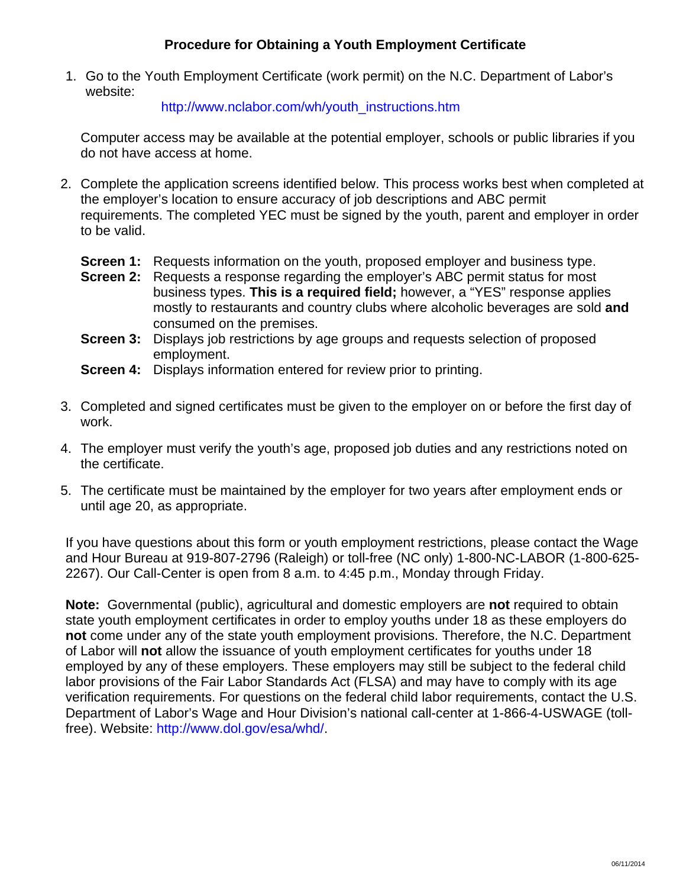# Procedure for Obtaining a Youth Employment Certificate

1. Go to the Youth Employment Certificate (work permit) on the N.C. Department of Labor's website:

   http://www.nclabor.com/wh/youth_instructions.htm

   Computer access may be available at the potential employer, schools or public libraries if you do not have access at home.

2. Complete the application screens identified below. This process works best when completed at the employer's location to ensure accuracy of job descriptions and ABC permit requirements. The completed YEC must be signed by the youth, parent and employer in order to be valid.

   **Screen 1:** Requests information on the youth, proposed employer and business type.
   **Screen 2:** Requests a response regarding the employer's ABC permit status for most business types. **This is a required field;** however, a "YES" response applies mostly to restaurants and country clubs where alcoholic beverages are sold **and** consumed on the premises.
   **Screen 3:** Displays job restrictions by age groups and requests selection of proposed employment.
   **Screen 4:** Displays information entered for review prior to printing.

3. Completed and signed certificates must be given to the employer on or before the first day of work.

4. The employer must verify the youth's age, proposed job duties and any restrictions noted on the certificate.

5. The certificate must be maintained by the employer for two years after employment ends or until age 20, as appropriate.

If you have questions about this form or youth employment restrictions, please contact the Wage and Hour Bureau at 919-807-2796 (Raleigh) or toll-free (NC only) 1-800-NC-LABOR (1-800-625-2267). Our Call-Center is open from 8 a.m. to 4:45 p.m., Monday through Friday.

**Note:** Governmental (public), agricultural and domestic employers are **not** required to obtain state youth employment certificates in order to employ youths under 18 as these employers do **not** come under any of the state youth employment provisions. Therefore, the N.C. Department of Labor will **not** allow the issuance of youth employment certificates for youths under 18 employed by any of these employers. These employers may still be subject to the federal child labor provisions of the Fair Labor Standards Act (FLSA) and may have to comply with its age verification requirements. For questions on the federal child labor requirements, contact the U.S. Department of Labor's Wage and Hour Division's national call-center at 1-866-4-USWAGE (toll-free). Website: http://www.dol.gov/esa/whd/.

06/11/2014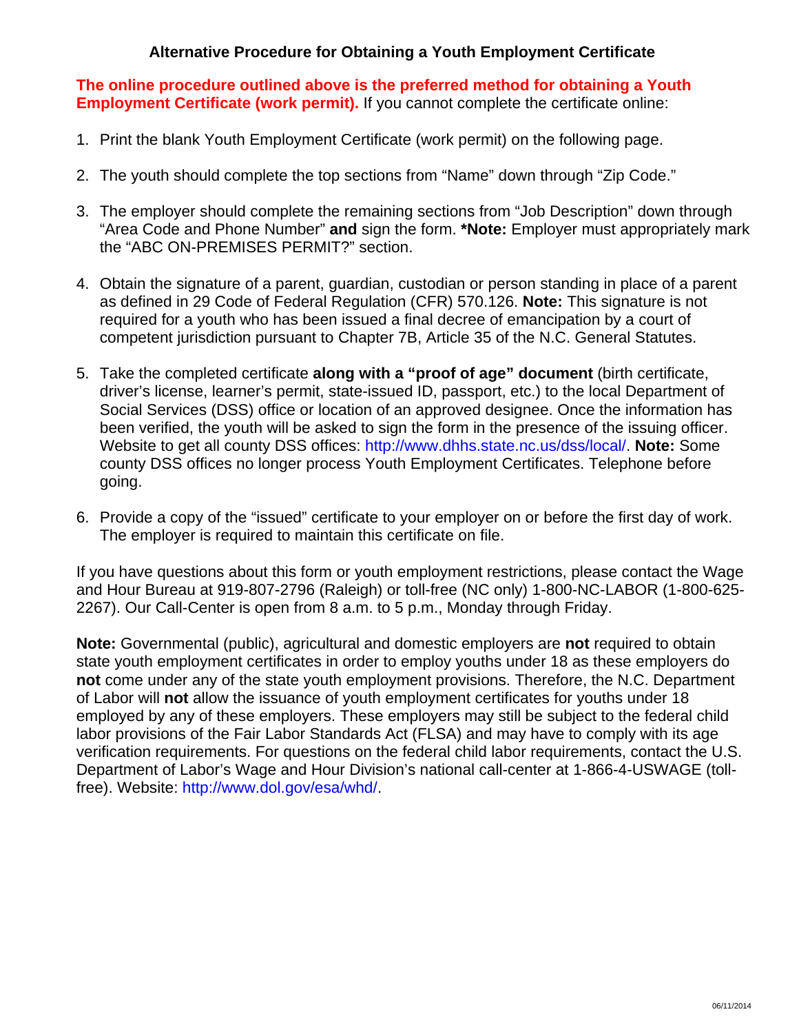## Alternative Procedure for Obtaining a Youth Employment Certificate

**The online procedure outlined above is the preferred method for obtaining a Youth Employment Certificate (work permit).** If you cannot complete the certificate online:

1. Print the blank Youth Employment Certificate (work permit) on the following page.

2. The youth should complete the top sections from "Name" down through "Zip Code."

3. The employer should complete the remaining sections from "Job Description" down through "Area Code and Phone Number" **and** sign the form. ***Note:** Employer must appropriately mark the "ABC ON-PREMISES PERMIT?" section.

4. Obtain the signature of a parent, guardian, custodian or person standing in place of a parent as defined in 29 Code of Federal Regulation (CFR) 570.126. **Note:** This signature is not required for a youth who has been issued a final decree of emancipation by a court of competent jurisdiction pursuant to Chapter 7B, Article 35 of the N.C. General Statutes.

5. Take the completed certificate **along with a "proof of age" document** (birth certificate, driver's license, learner's permit, state-issued ID, passport, etc.) to the local Department of Social Services (DSS) office or location of an approved designee. Once the information has been verified, the youth will be asked to sign the form in the presence of the issuing officer. Website to get all county DSS offices: http://www.dhhs.state.nc.us/dss/local/. **Note:** Some county DSS offices no longer process Youth Employment Certificates. Telephone before going.

6. Provide a copy of the "issued" certificate to your employer on or before the first day of work. The employer is required to maintain this certificate on file.

If you have questions about this form or youth employment restrictions, please contact the Wage and Hour Bureau at 919-807-2796 (Raleigh) or toll-free (NC only) 1-800-NC-LABOR (1-800-625-2267). Our Call-Center is open from 8 a.m. to 5 p.m., Monday through Friday.

**Note:** Governmental (public), agricultural and domestic employers are **not** required to obtain state youth employment certificates in order to employ youths under 18 as these employers do **not** come under any of the state youth employment provisions. Therefore, the N.C. Department of Labor will **not** allow the issuance of youth employment certificates for youths under 18 employed by any of these employers. These employers may still be subject to the federal child labor provisions of the Fair Labor Standards Act (FLSA) and may have to comply with its age verification requirements. For questions on the federal child labor requirements, contact the U.S. Department of Labor's Wage and Hour Division's national call-center at 1-866-4-USWAGE (toll-free). Website: http://www.dol.gov/esa/whd/.

06/11/2014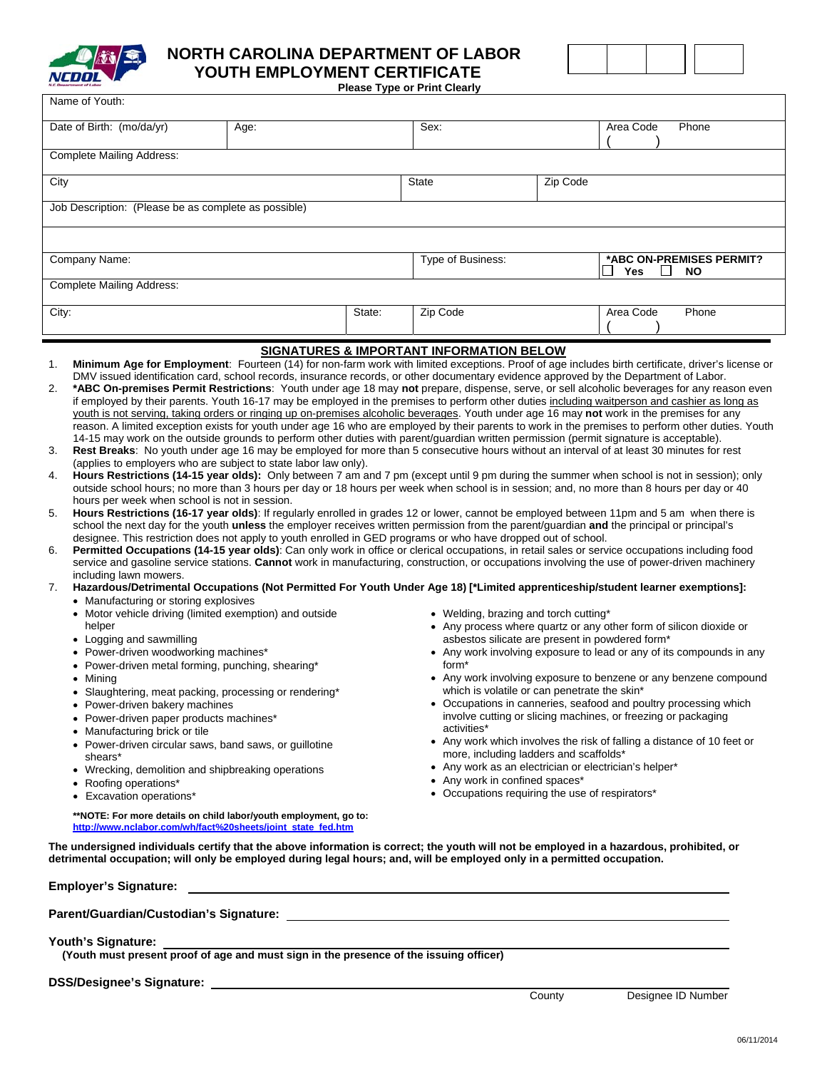# NORTH CAROLINA DEPARTMENT OF LABOR
# YOUTH EMPLOYMENT CERTIFICATE

**Please Type or Print Clearly**

| | | | | |
|---|---|---|---|---|
| Name of Youth: | | | | |
| Date of Birth: (mo/da/yr) | Age: | Sex: | | Area Code Phone ( ) |
| Complete Mailing Address: | | | | |
| City | | State | Zip Code | |
| Job Description: (Please be as complete as possible) | | | | |
| | | | | |
| Company Name: | | Type of Business: | | *ABC ON-PREMISES PERMIT? ☐ Yes ☐ NO |
| Complete Mailing Address: | | | | |
| City: | State: | Zip Code | | Area Code Phone ( ) |

## SIGNATURES & IMPORTANT INFORMATION BELOW

1. **Minimum Age for Employment**: Fourteen (14) for non-farm work with limited exceptions. Proof of age includes birth certificate, driver's license or DMV issued identification card, school records, insurance records, or other documentary evidence approved by the Department of Labor.
2. ***ABC On-premises Permit Restrictions**: Youth under age 18 may **not** prepare, dispense, serve, or sell alcoholic beverages for any reason even if employed by their parents. Youth 16-17 may be employed in the premises to perform other duties including waitperson and cashier as long as youth is not serving, taking orders or ringing up on-premises alcoholic beverages. Youth under age 16 may **not** work in the premises for any reason. A limited exception exists for youth under age 16 who are employed by their parents to work in the premises to perform other duties. Youth 14-15 may work on the outside grounds to perform other duties with parent/guardian written permission (permit signature is acceptable).
3. **Rest Breaks**: No youth under age 16 may be employed for more than 5 consecutive hours without an interval of at least 30 minutes for rest (applies to employers who are subject to state labor law only).
4. **Hours Restrictions (14-15 year olds):** Only between 7 am and 7 pm (except until 9 pm during the summer when school is not in session); only outside school hours; no more than 3 hours per day or 18 hours per week when school is in session; and, no more than 8 hours per day or 40 hours per week when school is not in session.
5. **Hours Restrictions (16-17 year olds)**: If regularly enrolled in grades 12 or lower, cannot be employed between 11pm and 5 am when there is school the next day for the youth **unless** the employer receives written permission from the parent/guardian **and** the principal or principal's designee. This restriction does not apply to youth enrolled in GED programs or who have dropped out of school.
6. **Permitted Occupations (14-15 year olds)**: Can only work in office or clerical occupations, in retail sales or service occupations including food service and gasoline service stations. **Cannot** work in manufacturing, construction, or occupations involving the use of power-driven machinery including lawn mowers.
7. **Hazardous/Detrimental Occupations (Not Permitted For Youth Under Age 18) [*Limited apprenticeship/student learner exemptions]:**
   - Manufacturing or storing explosives
   - Motor vehicle driving (limited exemption) and outside helper
   - Logging and sawmilling
   - Power-driven woodworking machines*
   - Power-driven metal forming, punching, shearing*
   - Mining
   - Slaughtering, meat packing, processing or rendering*
   - Power-driven bakery machines
   - Power-driven paper products machines*
   - Manufacturing brick or tile
   - Power-driven circular saws, band saws, or guillotine shears*
   - Wrecking, demolition and shipbreaking operations
   - Roofing operations*
   - Excavation operations*
   - Welding, brazing and torch cutting*
   - Any process where quartz or any other form of silicon dioxide or asbestos silicate are present in powdered form*
   - Any work involving exposure to lead or any of its compounds in any form*
   - Any work involving exposure to benzene or any benzene compound which is volatile or can penetrate the skin*
   - Occupations in canneries, seafood and poultry processing which involve cutting or slicing machines, or freezing or packaging activities*
   - Any work which involves the risk of falling a distance of 10 feet or more, including ladders and scaffolds*
   - Any work as an electrician or electrician's helper*
   - Any work in confined spaces*
   - Occupations requiring the use of respirators*

**\*\*NOTE: For more details on child labor/youth employment, go to: http://www.nclabor.com/wh/fact%20sheets/joint_state_fed.htm**

**The undersigned individuals certify that the above information is correct; the youth will not be employed in a hazardous, prohibited, or detrimental occupation; will only be employed during legal hours; and, will be employed only in a permitted occupation.**

**Employer's Signature:** ____________________

**Parent/Guardian/Custodian's Signature:** ____________________

**Youth's Signature:** ____________________
**(Youth must present proof of age and must sign in the presence of the issuing officer)**

**DSS/Designee's Signature:** ____________________
County Designee ID Number

06/11/2014